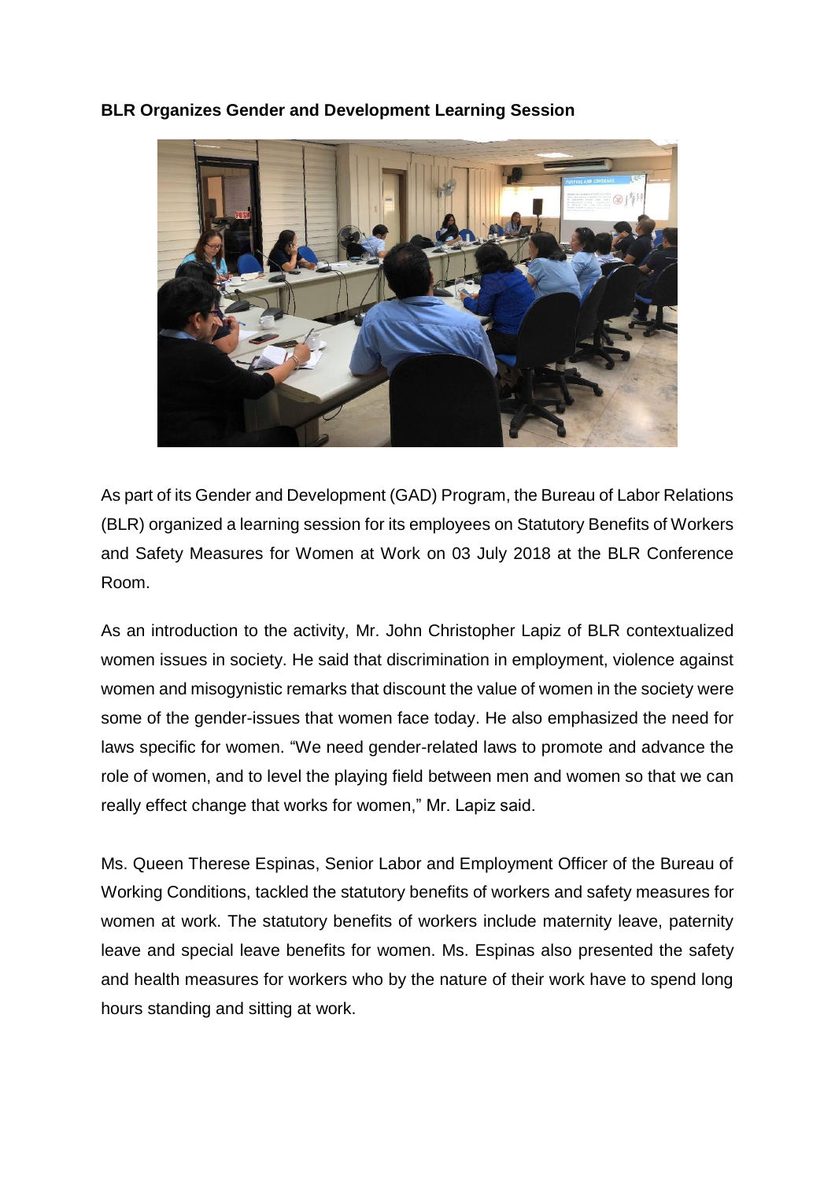**BLR Organizes Gender and Development Learning Session**

As part of its Gender and Development (GAD) Program, the Bureau of Labor Relations (BLR) organized a learning session for its employees on Statutory Benefits of Workers and Safety Measures for Women at Work on 03 July 2018 at the BLR Conference Room.

As an introduction to the activity, Mr. John Christopher Lapiz of BLR contextualized women issues in society. He said that discrimination in employment, violence against women and misogynistic remarks that discount the value of women in the society were some of the gender-issues that women face today. He also emphasized the need for laws specific for women. "We need gender-related laws to promote and advance the role of women, and to level the playing field between men and women so that we can really effect change that works for women," Mr. Lapiz said.

Ms. Queen Therese Espinas, Senior Labor and Employment Officer of the Bureau of Working Conditions, tackled the statutory benefits of workers and safety measures for women at work. The statutory benefits of workers include maternity leave, paternity leave and special leave benefits for women. Ms. Espinas also presented the safety and health measures for workers who by the nature of their work have to spend long hours standing and sitting at work.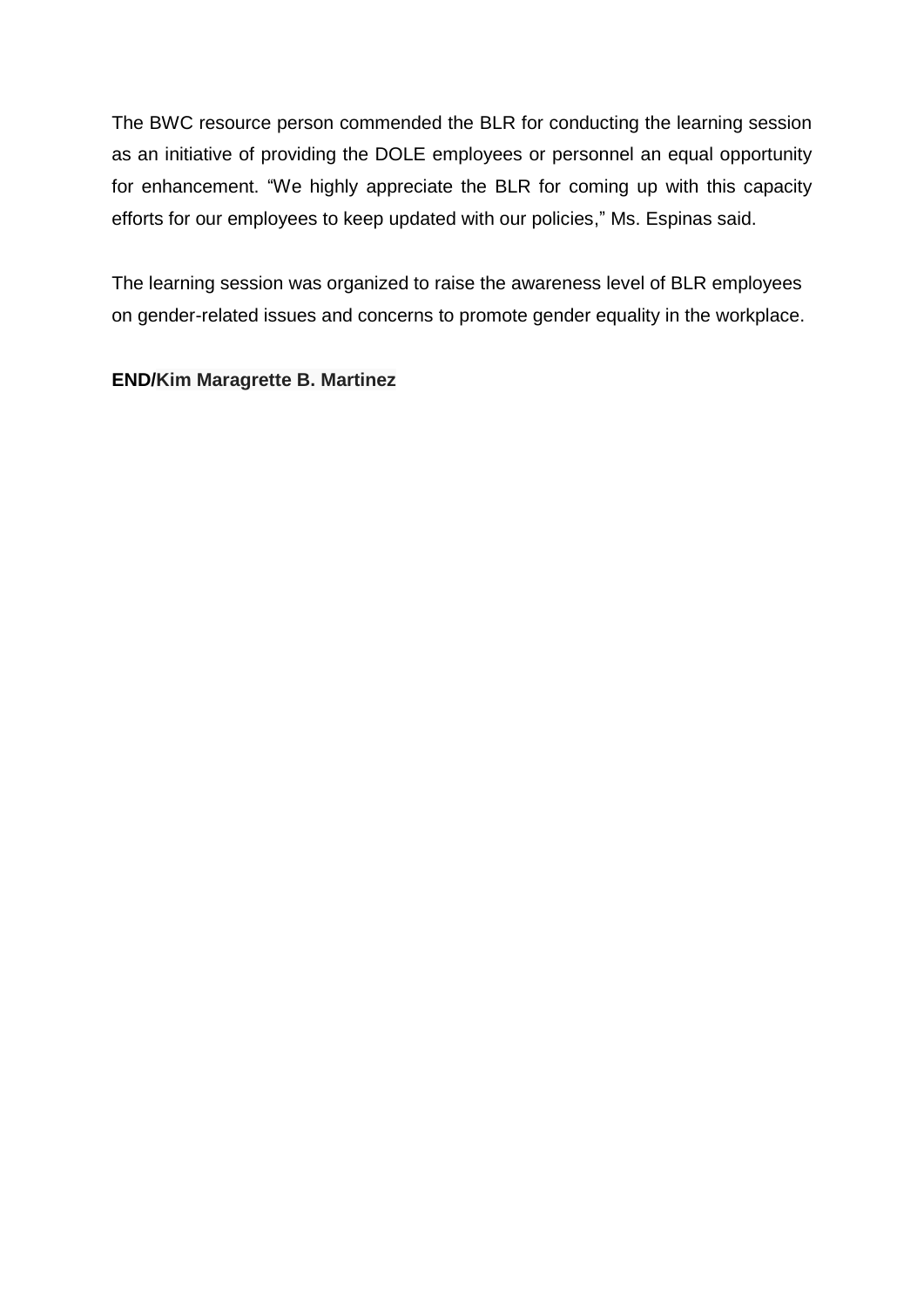The BWC resource person commended the BLR for conducting the learning session as an initiative of providing the DOLE employees or personnel an equal opportunity for enhancement. “We highly appreciate the BLR for coming up with this capacity efforts for our employees to keep updated with our policies,” Ms. Espinas said.

The learning session was organized to raise the awareness level of BLR employees on gender-related issues and concerns to promote gender equality in the workplace.

**END/Kim Maragrette B. Martinez**